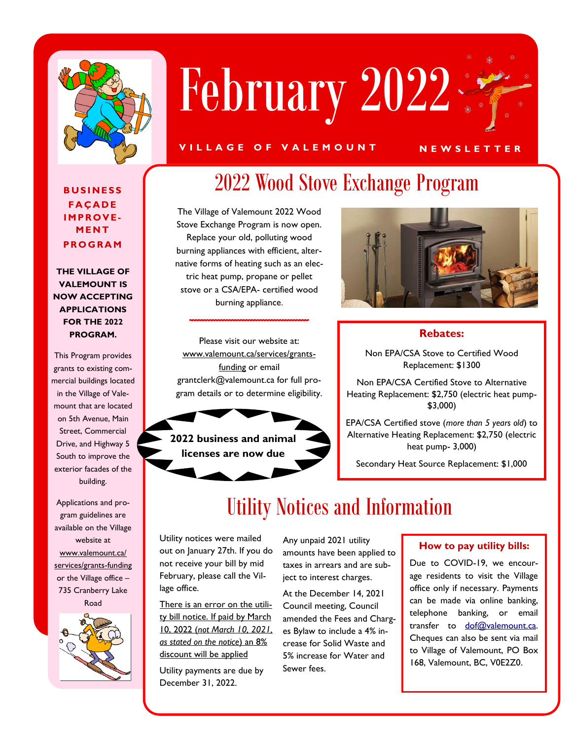# February 2022

**VILLAGE OF VALEMOUNT NEWSLETTER**

## BUSINESS FAÇADE IMPROVEMENT PROGRAM

**THE VILLAGE OF VALEMOUNT IS NOW ACCEPTING APPLICATIONS FOR THE 2022 PROGRAM.**

This Program provides grants to existing commercial buildings located in the Village of Valemount that are located on 5th Avenue, Main Street, Commercial Drive, and Highway 5 South to improve the exterior facades of the building.

Applications and program guidelines are available on the Village website at www.valemount.ca/services/grants-funding or the Village office – 735 Cranberry Lake Road

## 2022 Wood Stove Exchange Program

The Village of Valemount 2022 Wood Stove Exchange Program is now open. Replace your old, polluting wood burning appliances with efficient, alternative forms of heating such as an electric heat pump, propane or pellet stove or a CSA/EPA- certified wood burning appliance.

Please visit our website at: www.valemount.ca/services/grants-funding or email grantclerk@valemount.ca for full program details or to determine eligibility.

**Rebates:**

Non EPA/CSA Stove to Certified Wood Replacement: $1300

Non EPA/CSA Certified Stove to Alternative Heating Replacement: $2,750 (electric heat pump- $3,000)

EPA/CSA Certified stove (*more than 5 years old*) to Alternative Heating Replacement: $2,750 (electric heat pump- 3,000)

Secondary Heat Source Replacement: $1,000

**2022 business and animal licenses are now due**

## Utility Notices and Information

Utility notices were mailed out on January 27th. If you do not receive your bill by mid February, please call the Village office.

There is an error on the utility bill notice. If paid by March 10, 2022 (*not March 10, 2021, as stated on the notice*) an 8% discount will be applied

Utility payments are due by December 31, 2022.

Any unpaid 2021 utility amounts have been applied to taxes in arrears and are subject to interest charges.

At the December 14, 2021 Council meeting, Council amended the Fees and Charges Bylaw to include a 4% increase for Solid Waste and 5% increase for Water and Sewer fees.

**How to pay utility bills:**

Due to COVID-19, we encourage residents to visit the Village office only if necessary. Payments can be made via online banking, telephone banking, or email transfer to dof@valemount.ca. Cheques can also be sent via mail to Village of Valemount, PO Box 168, Valemount, BC, V0E2Z0.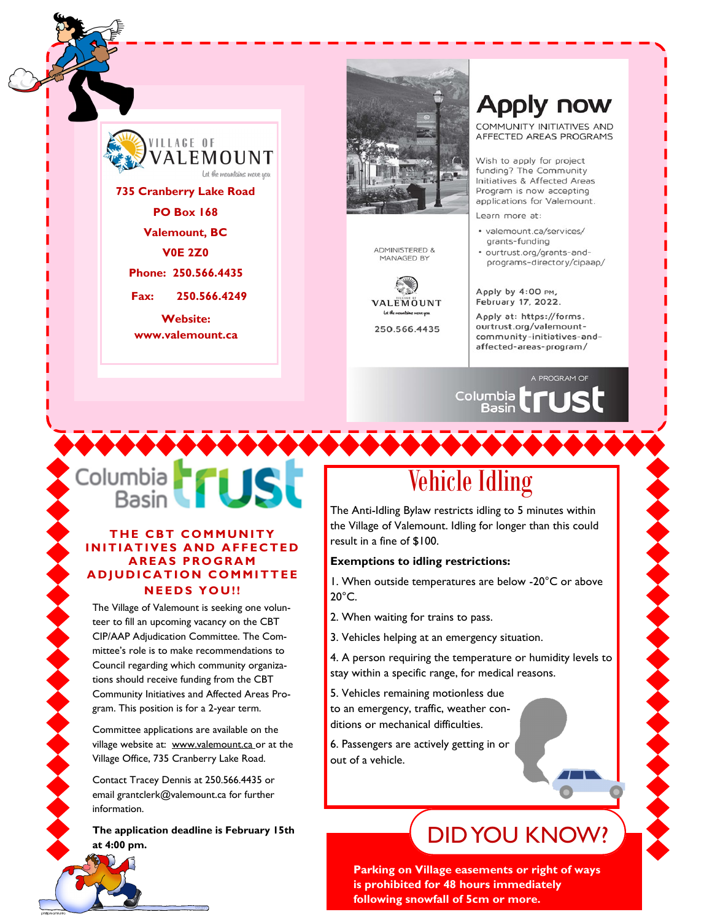VILLAGE OF VALEMOUNT

*Let the mountains move you*

**735 Cranberry Lake Road**

**PO Box 168**

**Valemount, BC**

**V0E 2Z0**

**Phone: 250.566.4435**

**Fax: 250.566.4249**

**Website: www.valemount.ca**

# Apply now

COMMUNITY INITIATIVES AND AFFECTED AREAS PROGRAMS

Wish to apply for project funding? The Community Initiatives & Affected Areas Program is now accepting applications for Valemount.

Learn more at:

- valemount.ca/services/grants-funding
- ourtrust.org/grants-and-programs-directory/cipaap/

Apply by 4:00 PM, February 17, 2022.

Apply at: https://forms.ourtrust.org/valemount-community-initiatives-and-affected-areas-program/

ADMINISTERED & MANAGED BY

VALEMOUNT

*Let the mountains move you*

250.566.4435

A PROGRAM OF Columbia Basin trust

Columbia Basin trust

## THE CBT COMMUNITY INITIATIVES AND AFFECTED AREAS PROGRAM ADJUDICATION COMMITTEE NEEDS YOU!!

The Village of Valemount is seeking one volunteer to fill an upcoming vacancy on the CBT CIP/AAP Adjudication Committee. The Committee's role is to make recommendations to Council regarding which community organizations should receive funding from the CBT Community Initiatives and Affected Areas Program. This position is for a 2-year term.

Committee applications are available on the village website at: www.valemount.ca or at the Village Office, 735 Cranberry Lake Road.

Contact Tracey Dennis at 250.566.4435 or email grantclerk@valemount.ca for further information.

**The application deadline is February 15th at 4:00 pm.**

## Vehicle Idling

The Anti-Idling Bylaw restricts idling to 5 minutes within the Village of Valemount. Idling for longer than this could result in a fine of $100.

**Exemptions to idling restrictions:**

1. When outside temperatures are below -20°C or above 20°C.
2. When waiting for trains to pass.
3. Vehicles helping at an emergency situation.
4. A person requiring the temperature or humidity levels to stay within a specific range, for medical reasons.
5. Vehicles remaining motionless due to an emergency, traffic, weather conditions or mechanical difficulties.
6. Passengers are actively getting in or out of a vehicle.

## DID YOU KNOW?

**Parking on Village easements or right of ways is prohibited for 48 hours immediately following snowfall of 5cm or more.**